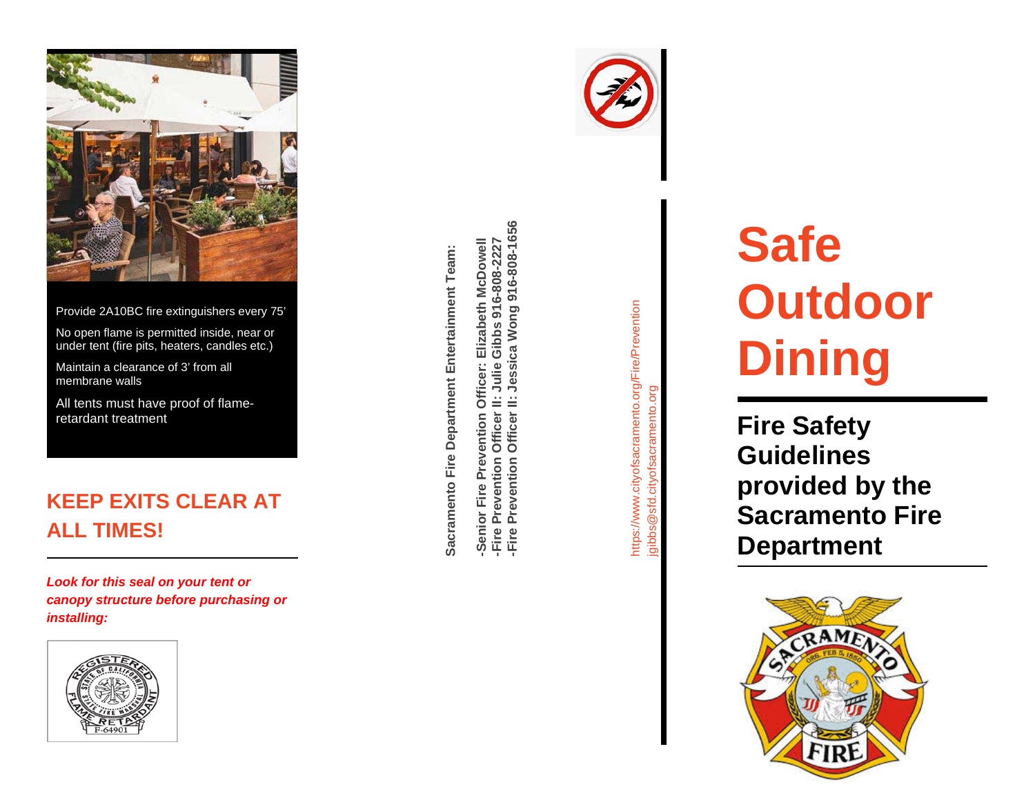Provide 2A10BC fire extinguishers every 75'

No open flame is permitted inside, near or under tent (fire pits, heaters, candles etc.)

Maintain a clearance of 3' from all membrane walls

All tents must have proof of flame-retardant treatment

## KEEP EXITS CLEAR AT ALL TIMES!

***Look for this seal on your tent or canopy structure before purchasing or installing:***

**Sacramento Fire Department Entertainment Team:**

**-Senior Fire Prevention Officer: Elizabeth McDowell**
**-Fire Prevention Officer II: Julie Gibbs 916-808-2227**
**-Fire Prevention Officer II: Jessica Wong 916-808-1656**

https://www.cityofsacramento.org/Fire/Prevention
jgibbs@sfd.cityofsacramento.org

# Safe Outdoor Dining

## Fire Safety Guidelines provided by the Sacramento Fire Department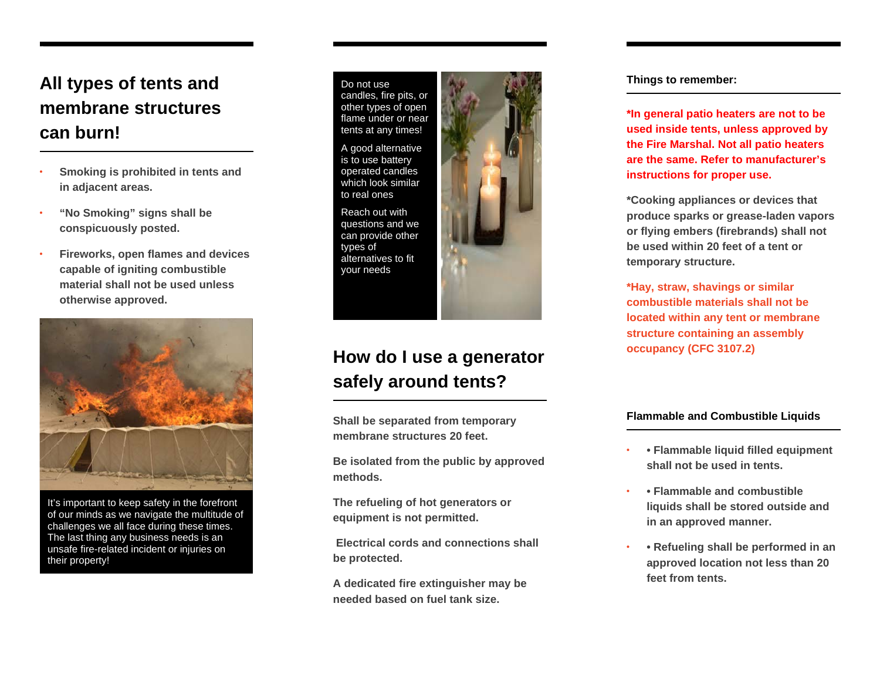## All types of tents and membrane structures can burn!

- **Smoking is prohibited in tents and in adjacent areas.**
- **"No Smoking" signs shall be conspicuously posted.**
- **Fireworks, open flames and devices capable of igniting combustible material shall not be used unless otherwise approved.**

It's important to keep safety in the forefront of our minds as we navigate the multitude of challenges we all face during these times. The last thing any business needs is an unsafe fire-related incident or injuries on their property!

Do not use candles, fire pits, or other types of open flame under or near tents at any times!

A good alternative is to use battery operated candles which look similar to real ones

Reach out with questions and we can provide other types of alternatives to fit your needs

## How do I use a generator safely around tents?

**Shall be separated from temporary membrane structures 20 feet.**

**Be isolated from the public by approved methods.**

**The refueling of hot generators or equipment is not permitted.**

**Electrical cords and connections shall be protected.**

**A dedicated fire extinguisher may be needed based on fuel tank size.**

**Things to remember:**

**\*In general patio heaters are not to be used inside tents, unless approved by the Fire Marshal. Not all patio heaters are the same. Refer to manufacturer's instructions for proper use.**

**\*Cooking appliances or devices that produce sparks or grease-laden vapors or flying embers (firebrands) shall not be used within 20 feet of a tent or temporary structure.**

**\*Hay, straw, shavings or similar combustible materials shall not be located within any tent or membrane structure containing an assembly occupancy (CFC 3107.2)**

**Flammable and Combustible Liquids**

- **• Flammable liquid filled equipment shall not be used in tents.**
- **• Flammable and combustible liquids shall be stored outside and in an approved manner.**
- **• Refueling shall be performed in an approved location not less than 20 feet from tents.**